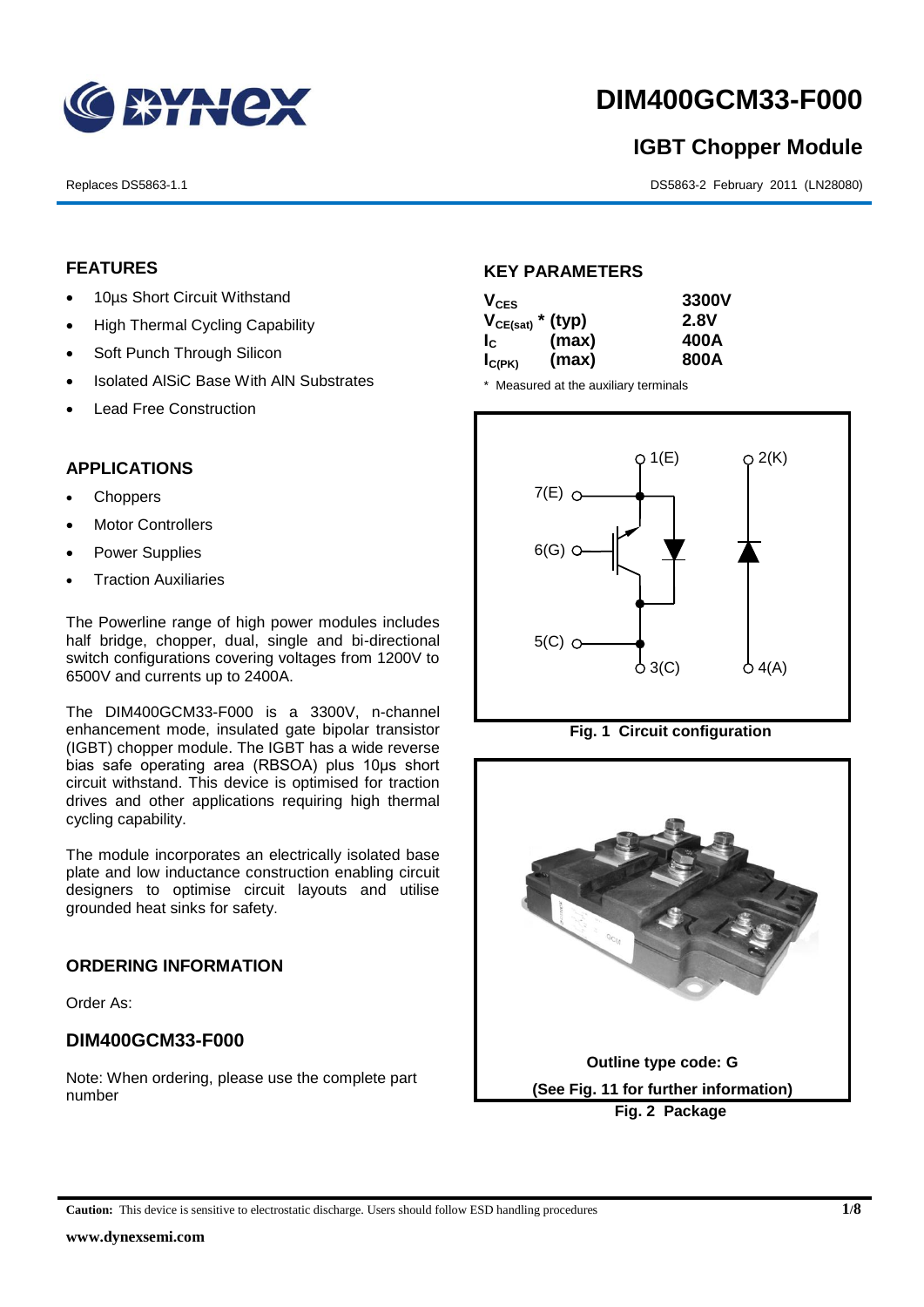# DIM400GCM33-F000

## IGBT Chopper Module

Replaces DS5863-1.1

DS5863-2 February 2011 (LN28080)

### FEATURES

- 10µs Short Circuit Withstand
- High Thermal Cycling Capability
- Soft Punch Through Silicon
- Isolated AlSiC Base With AlN Substrates
- Lead Free Construction

### APPLICATIONS

- Choppers
- Motor Controllers
- Power Supplies
- Traction Auxiliaries

The Powerline range of high power modules includes half bridge, chopper, dual, single and bi-directional switch configurations covering voltages from 1200V to 6500V and currents up to 2400A.

The DIM400GCM33-F000 is a 3300V, n-channel enhancement mode, insulated gate bipolar transistor (IGBT) chopper module. The IGBT has a wide reverse bias safe operating area (RBSOA) plus 10µs short circuit withstand. This device is optimised for traction drives and other applications requiring high thermal cycling capability.

The module incorporates an electrically isolated base plate and low inductance construction enabling circuit designers to optimise circuit layouts and utilise grounded heat sinks for safety.

### ORDERING INFORMATION

Order As:

### DIM400GCM33-F000

Note: When ordering, please use the complete part number

### KEY PARAMETERS

| | | |
|---|---|---|
| $V_{CES}$ | | 3300V |
| $V_{CE(sat)}$ * | (typ) | 2.8V |
| $I_C$ | (max) | 400A |
| $I_{C(PK)}$ | (max) | 800A |

\* Measured at the auxiliary terminals

Fig. 1 Circuit configuration

Outline type code: G

(See Fig. 11 for further information)

Fig. 2 Package

**Caution:** This device is sensitive to electrostatic discharge. Users should follow ESD handling procedures

www.dynexsemi.com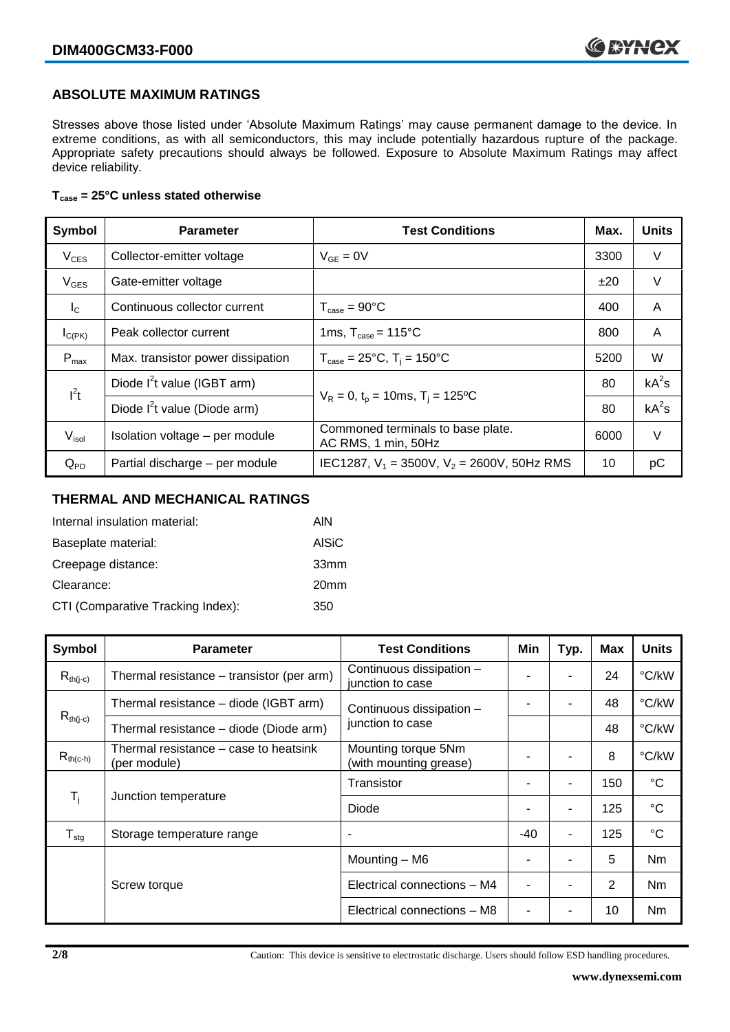## ABSOLUTE MAXIMUM RATINGS

Stresses above those listed under 'Absolute Maximum Ratings' may cause permanent damage to the device. In extreme conditions, as with all semiconductors, this may include potentially hazardous rupture of the package. Appropriate safety precautions should always be followed. Exposure to Absolute Maximum Ratings may affect device reliability.

**$T_{case}$ = 25°C unless stated otherwise**

| Symbol | Parameter | Test Conditions | Max. | Units |
|---|---|---|---|---|
| $V_{CES}$ | Collector-emitter voltage | $V_{GE}$ = 0V | 3300 | V |
| $V_{GES}$ | Gate-emitter voltage | | ±20 | V |
| $I_C$ | Continuous collector current | $T_{case}$ = 90°C | 400 | A |
| $I_{C(PK)}$ | Peak collector current | 1ms, $T_{case}$ = 115°C | 800 | A |
| $P_{max}$ | Max. transistor power dissipation | $T_{case}$ = 25°C, $T_j$ = 150°C | 5200 | W |
| $I^2t$ | Diode $I^2t$ value (IGBT arm) | $V_R$ = 0, $t_p$ = 10ms, $T_j$ = 125ºC | 80 | $kA^2s$ |
| | Diode $I^2t$ value (Diode arm) | | 80 | $kA^2s$ |
| $V_{isol}$ | Isolation voltage – per module | Commoned terminals to base plate. AC RMS, 1 min, 50Hz | 6000 | V |
| $Q_{PD}$ | Partial discharge – per module | IEC1287, $V_1$ = 3500V, $V_2$ = 2600V, 50Hz RMS | 10 | pC |

## THERMAL AND MECHANICAL RATINGS

Internal insulation material: AlN

Baseplate material: AlSiC

Creepage distance: 33mm

Clearance: 20mm

CTI (Comparative Tracking Index): 350

| Symbol | Parameter | Test Conditions | Min | Typ. | Max | Units |
|---|---|---|---|---|---|---|
| $R_{th(j-c)}$ | Thermal resistance – transistor (per arm) | Continuous dissipation – junction to case | - | - | 24 | °C/kW |
| $R_{th(j-c)}$ | Thermal resistance – diode (IGBT arm) | Continuous dissipation – junction to case | - | - | 48 | °C/kW |
| | Thermal resistance – diode (Diode arm) | | | | 48 | °C/kW |
| $R_{th(c-h)}$ | Thermal resistance – case to heatsink (per module) | Mounting torque 5Nm (with mounting grease) | - | - | 8 | °C/kW |
| $T_j$ | Junction temperature | Transistor | - | - | 150 | °C |
| | | Diode | - | - | 125 | °C |
| $T_{stg}$ | Storage temperature range | - | -40 | - | 125 | °C |
| | Screw torque | Mounting – M6 | - | - | 5 | Nm |
| | | Electrical connections – M4 | - | - | 2 | Nm |
| | | Electrical connections – M8 | - | - | 10 | Nm |

Caution: This device is sensitive to electrostatic discharge. Users should follow ESD handling procedures.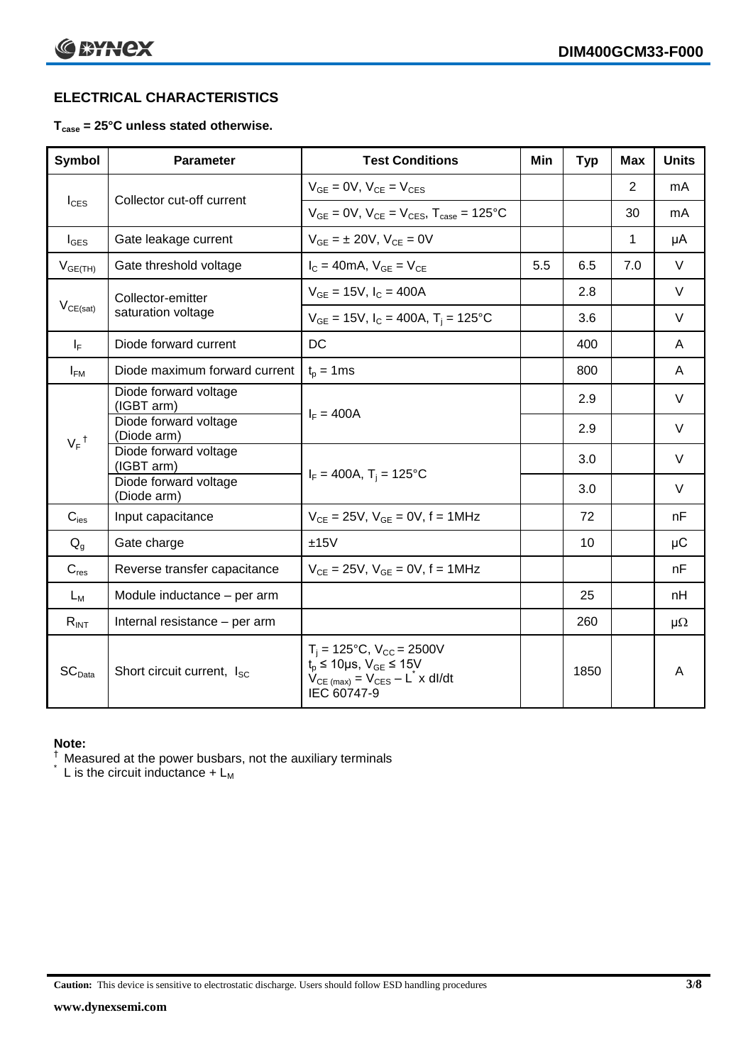## ELECTRICAL CHARACTERISTICS

**$T_{case}$ = 25°C unless stated otherwise.**

| Symbol | Parameter | Test Conditions | Min | Typ | Max | Units |
|---|---|---|---|---|---|---|
| $I_{CES}$ | Collector cut-off current | $V_{GE}$ = 0V, $V_{CE}$ = $V_{CES}$ | | | 2 | mA |
| | | $V_{GE}$ = 0V, $V_{CE}$ = $V_{CES}$, $T_{case}$ = 125°C | | | 30 | mA |
| $I_{GES}$ | Gate leakage current | $V_{GE}$ = ± 20V, $V_{CE}$ = 0V | | | 1 | μA |
| $V_{GE(TH)}$ | Gate threshold voltage | $I_C$ = 40mA, $V_{GE}$ = $V_{CE}$ | 5.5 | 6.5 | 7.0 | V |
| $V_{CE(sat)}$ | Collector-emitter saturation voltage | $V_{GE}$ = 15V, $I_C$ = 400A | | 2.8 | | V |
| | | $V_{GE}$ = 15V, $I_C$ = 400A, $T_j$ = 125°C | | 3.6 | | V |
| $I_F$ | Diode forward current | DC | | 400 | | A |
| $I_{FM}$ | Diode maximum forward current | $t_p$ = 1ms | | 800 | | A |
| $V_F$ † | Diode forward voltage (IGBT arm) | $I_F$ = 400A | | 2.9 | | V |
| | Diode forward voltage (Diode arm) | | | 2.9 | | V |
| | Diode forward voltage (IGBT arm) | $I_F$ = 400A, $T_j$ = 125°C | | 3.0 | | V |
| | Diode forward voltage (Diode arm) | | | 3.0 | | V |
| $C_{ies}$ | Input capacitance | $V_{CE}$ = 25V, $V_{GE}$ = 0V, f = 1MHz | | 72 | | nF |
| $Q_g$ | Gate charge | ±15V | | 10 | | μC |
| $C_{res}$ | Reverse transfer capacitance | $V_{CE}$ = 25V, $V_{GE}$ = 0V, f = 1MHz | | | | nF |
| $L_M$ | Module inductance – per arm | | | 25 | | nH |
| $R_{INT}$ | Internal resistance – per arm | | | 260 | | μΩ |
| $SC_{Data}$ | Short circuit current, $I_{SC}$ | $T_j$ = 125°C, $V_{CC}$ = 2500V<br>$t_p$ ≤ 10μs, $V_{GE}$ ≤ 15V<br>$V_{CE(max)}$ = $V_{CES}$ – $L^*$ x dI/dt<br>IEC 60747-9 | | 1850 | | A |

**Note:**

† Measured at the power busbars, not the auxiliary terminals

\* L is the circuit inductance + $L_M$

**Caution:** This device is sensitive to electrostatic discharge. Users should follow ESD handling procedures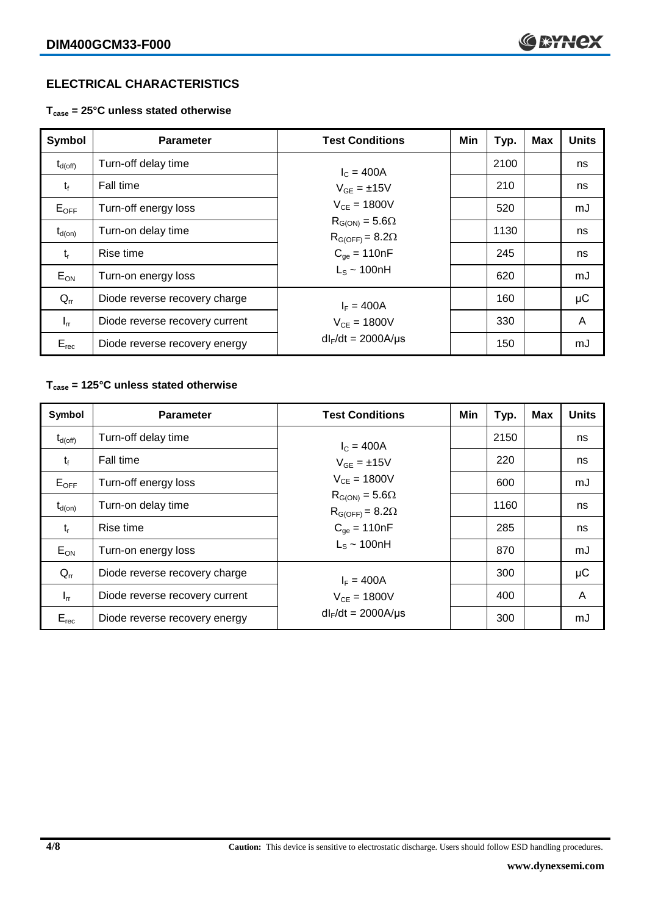## ELECTRICAL CHARACTERISTICS

### $T_{case}$ = 25°C unless stated otherwise

| Symbol | Parameter | Test Conditions | Min | Typ. | Max | Units |
|---|---|---|---|---|---|---|
| $t_{d(off)}$ | Turn-off delay time | $I_C$ = 400A<br>$V_{GE}$ = ±15V<br>$V_{CE}$ = 1800V<br>$R_{G(ON)}$ = 5.6Ω<br>$R_{G(OFF)}$ = 8.2Ω<br>$C_{ge}$ = 110nF<br>$L_S$ ~ 100nH | | 2100 | | ns |
| $t_f$ | Fall time | | | 210 | | ns |
| $E_{OFF}$ | Turn-off energy loss | | | 520 | | mJ |
| $t_{d(on)}$ | Turn-on delay time | | | 1130 | | ns |
| $t_r$ | Rise time | | | 245 | | ns |
| $E_{ON}$ | Turn-on energy loss | | | 620 | | mJ |
| $Q_{rr}$ | Diode reverse recovery charge | $I_F$ = 400A<br>$V_{CE}$ = 1800V<br>$dI_F/dt$ = 2000A/µs | | 160 | | µC |
| $I_{rr}$ | Diode reverse recovery current | | | 330 | | A |
| $E_{rec}$ | Diode reverse recovery energy | | | 150 | | mJ |

### $T_{case}$ = 125°C unless stated otherwise

| Symbol | Parameter | Test Conditions | Min | Typ. | Max | Units |
|---|---|---|---|---|---|---|
| $t_{d(off)}$ | Turn-off delay time | $I_C$ = 400A<br>$V_{GE}$ = ±15V<br>$V_{CE}$ = 1800V<br>$R_{G(ON)}$ = 5.6Ω<br>$R_{G(OFF)}$ = 8.2Ω<br>$C_{ge}$ = 110nF<br>$L_S$ ~ 100nH | | 2150 | | ns |
| $t_f$ | Fall time | | | 220 | | ns |
| $E_{OFF}$ | Turn-off energy loss | | | 600 | | mJ |
| $t_{d(on)}$ | Turn-on delay time | | | 1160 | | ns |
| $t_r$ | Rise time | | | 285 | | ns |
| $E_{ON}$ | Turn-on energy loss | | | 870 | | mJ |
| $Q_{rr}$ | Diode reverse recovery charge | $I_F$ = 400A<br>$V_{CE}$ = 1800V<br>$dI_F/dt$ = 2000A/µs | | 300 | | µC |
| $I_{rr}$ | Diode reverse recovery current | | | 400 | | A |
| $E_{rec}$ | Diode reverse recovery energy | | | 300 | | mJ |

**Caution:** This device is sensitive to electrostatic discharge. Users should follow ESD handling procedures.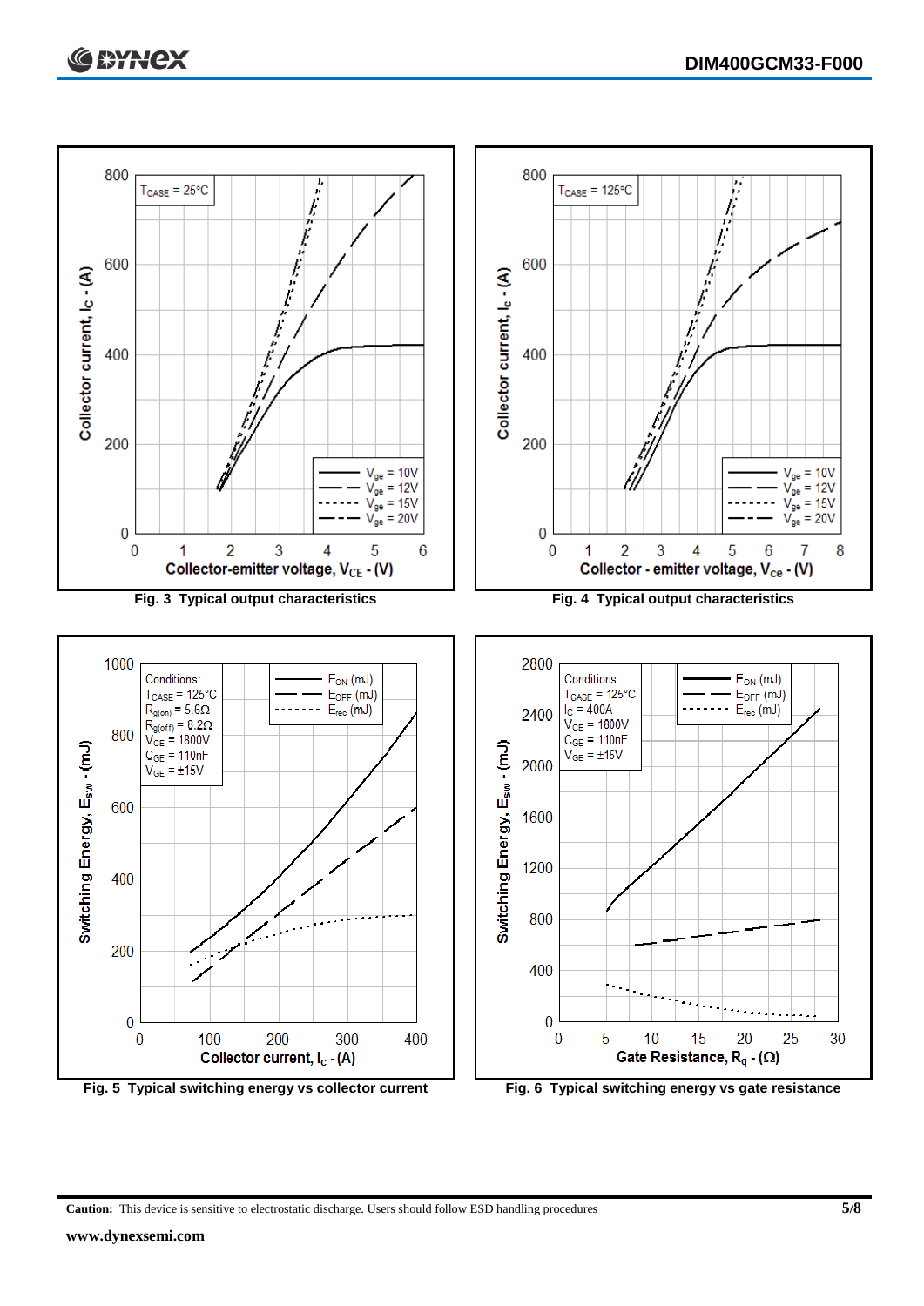Fig. 3 Typical output characteristics

Fig. 4 Typical output characteristics

Fig. 5 Typical switching energy vs collector current

Fig. 6 Typical switching energy vs gate resistance

**Caution:** This device is sensitive to electrostatic discharge. Users should follow ESD handling procedures

**www.dynexsemi.com**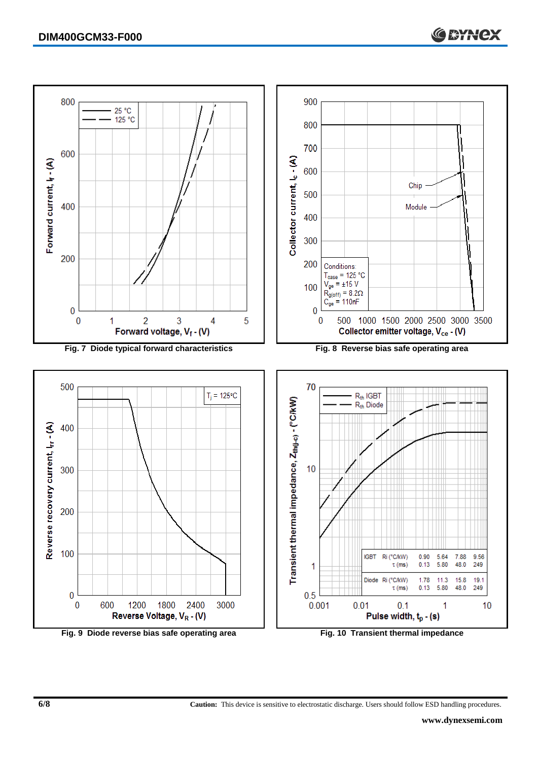Fig. 7 Diode typical forward characteristics

Fig. 8 Reverse bias safe operating area

Conditions:
$T_{case}$ = 125 °C
$V_{ge}$ = ±15 V
$R_{g(off)}$ = 8.2Ω
$C_{ge}$ = 110nF

Fig. 9 Diode reverse bias safe operating area

| | | | | | |
|---|---|---|---|---|---|
| IGBT | Ri (°C/kW) | 0.90 | 5.64 | 7.88 | 9.56 |
| | τ (ms) | 0.13 | 5.80 | 48.0 | 249 |
| Diode | Ri (°C/kW) | 1.78 | 11.3 | 15.8 | 19.1 |
| | τ (ms) | 0.13 | 5.80 | 48.0 | 249 |

Fig. 10 Transient thermal impedance

**Caution:** This device is sensitive to electrostatic discharge. Users should follow ESD handling procedures.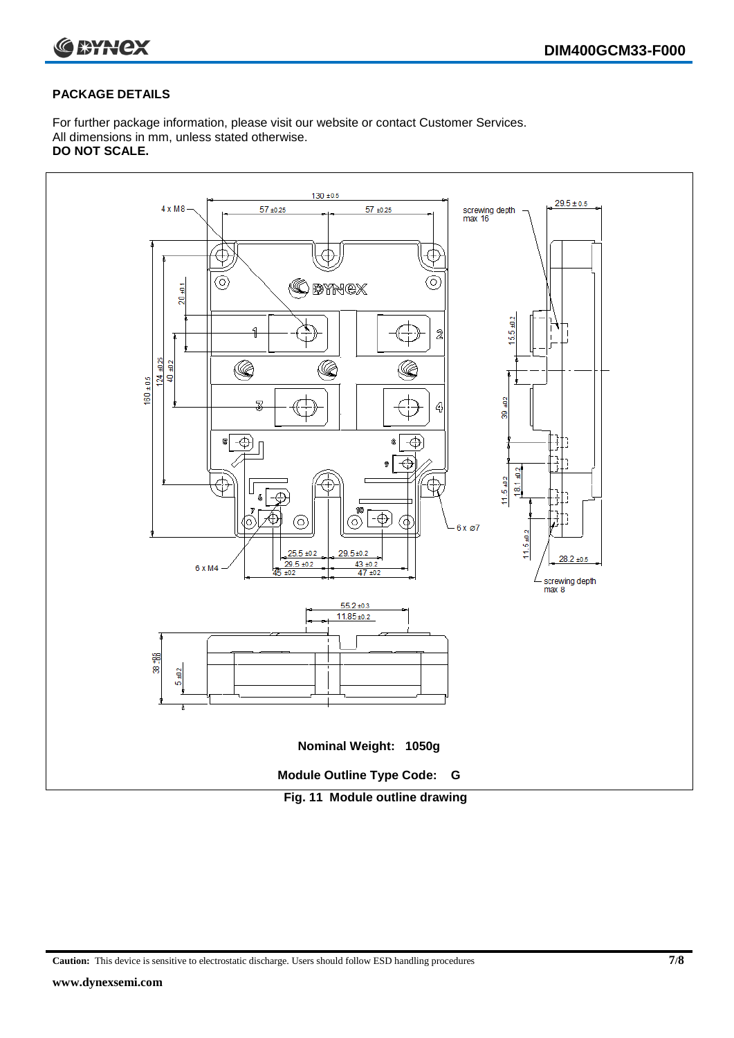## PACKAGE DETAILS

For further package information, please visit our website or contact Customer Services.
All dimensions in mm, unless stated otherwise.
**DO NOT SCALE.**

**Nominal Weight: 1050g**

**Module Outline Type Code: G**

**Fig. 11 Module outline drawing**

**Caution:** This device is sensitive to electrostatic discharge. Users should follow ESD handling procedures

**www.dynexsemi.com**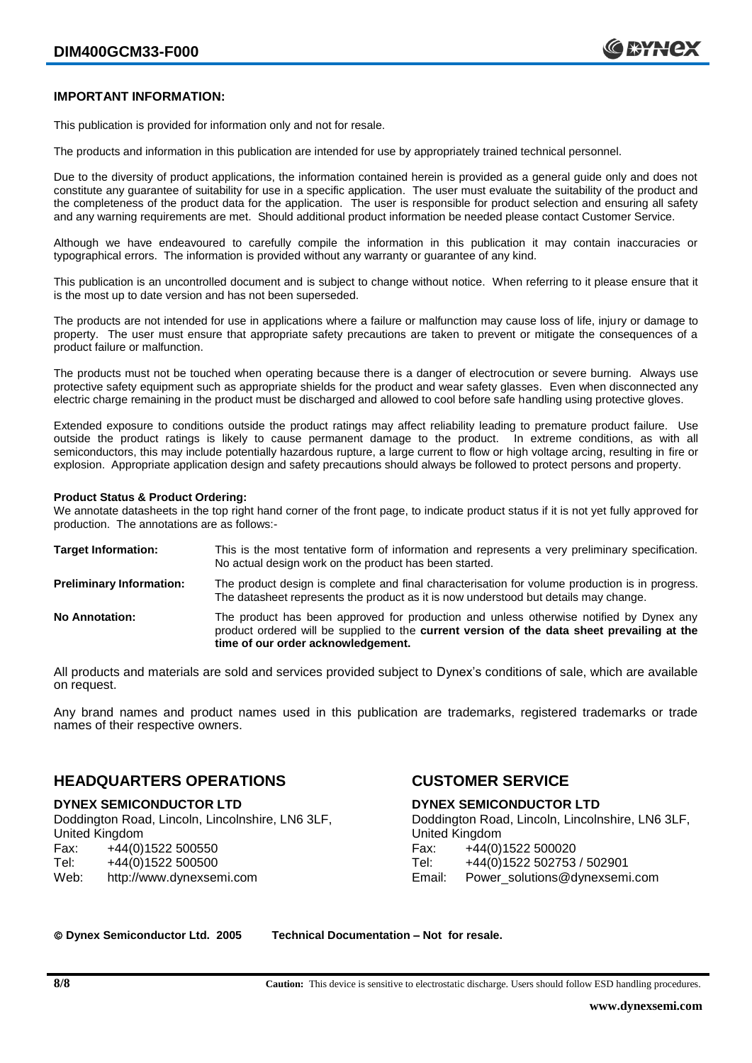**IMPORTANT INFORMATION:**

This publication is provided for information only and not for resale.

The products and information in this publication are intended for use by appropriately trained technical personnel.

Due to the diversity of product applications, the information contained herein is provided as a general guide only and does not constitute any guarantee of suitability for use in a specific application. The user must evaluate the suitability of the product and the completeness of the product data for the application. The user is responsible for product selection and ensuring all safety and any warning requirements are met. Should additional product information be needed please contact Customer Service.

Although we have endeavoured to carefully compile the information in this publication it may contain inaccuracies or typographical errors. The information is provided without any warranty or guarantee of any kind.

This publication is an uncontrolled document and is subject to change without notice. When referring to it please ensure that it is the most up to date version and has not been superseded.

The products are not intended for use in applications where a failure or malfunction may cause loss of life, injury or damage to property. The user must ensure that appropriate safety precautions are taken to prevent or mitigate the consequences of a product failure or malfunction.

The products must not be touched when operating because there is a danger of electrocution or severe burning. Always use protective safety equipment such as appropriate shields for the product and wear safety glasses. Even when disconnected any electric charge remaining in the product must be discharged and allowed to cool before safe handling using protective gloves.

Extended exposure to conditions outside the product ratings may affect reliability leading to premature product failure. Use outside the product ratings is likely to cause permanent damage to the product. In extreme conditions, as with all semiconductors, this may include potentially hazardous rupture, a large current to flow or high voltage arcing, resulting in fire or explosion. Appropriate application design and safety precautions should always be followed to protect persons and property.

**Product Status & Product Ordering:**
We annotate datasheets in the top right hand corner of the front page, to indicate product status if it is not yet fully approved for production. The annotations are as follows:-

**Target Information:** This is the most tentative form of information and represents a very preliminary specification. No actual design work on the product has been started.

**Preliminary Information:** The product design is complete and final characterisation for volume production is in progress. The datasheet represents the product as it is now understood but details may change.

**No Annotation:** The product has been approved for production and unless otherwise notified by Dynex any product ordered will be supplied to the **current version of the data sheet prevailing at the time of our order acknowledgement.**

All products and materials are sold and services provided subject to Dynex's conditions of sale, which are available on request.

Any brand names and product names used in this publication are trademarks, registered trademarks or trade names of their respective owners.

## HEADQUARTERS OPERATIONS

**DYNEX SEMICONDUCTOR LTD**
Doddington Road, Lincoln, Lincolnshire, LN6 3LF,
United Kingdom
Fax: +44(0)1522 500550
Tel: +44(0)1522 500500
Web: http://www.dynexsemi.com

## CUSTOMER SERVICE

**DYNEX SEMICONDUCTOR LTD**
Doddington Road, Lincoln, Lincolnshire, LN6 3LF,
United Kingdom
Fax: +44(0)1522 500020
Tel: +44(0)1522 502753 / 502901
Email: Power_solutions@dynexsemi.com

**© Dynex Semiconductor Ltd. 2005** **Technical Documentation – Not for resale.**

**Caution:** This device is sensitive to electrostatic discharge. Users should follow ESD handling procedures.